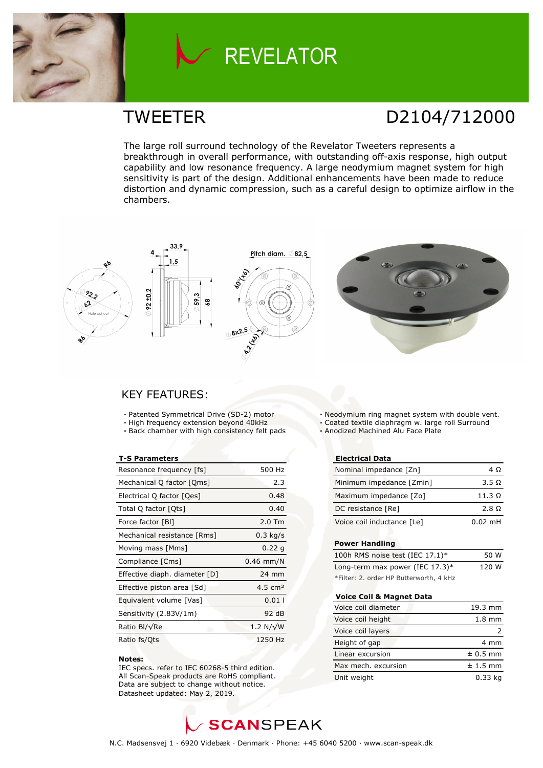# REVELATOR

## TWEETER

## D2104/712000

The large roll surround technology of the Revelator Tweeters represents a breakthrough in overall performance, with outstanding off-axis response, high output capability and low resonance frequency. A large neodymium magnet system for high sensitivity is part of the design. Additional enhancements have been made to reduce distortion and dynamic compression, such as a careful design to optimize airflow in the chambers.

## KEY FEATURES:

- Patented Symmetrical Drive (SD-2) motor
- High frequency extension beyond 40kHz
- Back chamber with high consistency felt pads
- Neodymium ring magnet system with double vent.
- Coated textile diaphragm w. large roll Surround
- Anodized Machined Alu Face Plate

| T-S Parameters | |
|---|---|
| Resonance frequency [fs] | 500 Hz |
| Mechanical Q factor [Qms] | 2.3 |
| Electrical Q factor [Qes] | 0.48 |
| Total Q factor [Qts] | 0.40 |
| Force factor [Bl] | 2.0 Tm |
| Mechanical resistance [Rms] | 0.3 kg/s |
| Moving mass [Mms] | 0.22 g |
| Compliance [Cms] | 0.46 mm/N |
| Effective diaph. diameter [D] | 24 mm |
| Effective piston area [Sd] | 4.5 cm² |
| Equivalent volume [Vas] | 0.01 l |
| Sensitivity (2.83V/1m) | 92 dB |
| Ratio Bl/√Re | 1.2 N/√W |
| Ratio fs/Qts | 1250 Hz |

**Notes:**
IEC specs. refer to IEC 60268-5 third edition.
All Scan-Speak products are RoHS compliant.
Data are subject to change without notice.
Datasheet updated: May 2, 2019.

| Electrical Data | |
|---|---|
| Nominal impedance [Zn] | 4 Ω |
| Minimum impedance [Zmin] | 3.5 Ω |
| Maximum impedance [Zo] | 11.3 Ω |
| DC resistance [Re] | 2.8 Ω |
| Voice coil inductance [Le] | 0.02 mH |

| Power Handling | |
|---|---|
| 100h RMS noise test (IEC 17.1)* | 50 W |
| Long-term max power (IEC 17.3)* | 120 W |

*Filter: 2. order HP Butterworth, 4 kHz

| Voice Coil & Magnet Data | |
|---|---|
| Voice coil diameter | 19.3 mm |
| Voice coil height | 1.8 mm |
| Voice coil layers | 2 |
| Height of gap | 4 mm |
| Linear excursion | ± 0.5 mm |
| Max mech. excursion | ± 1.5 mm |
| Unit weight | 0.33 kg |

SCANSPEAK

N.C. Madsensvej 1 · 6920 Videbæk · Denmark · Phone: +45 6040 5200 · www.scan-speak.dk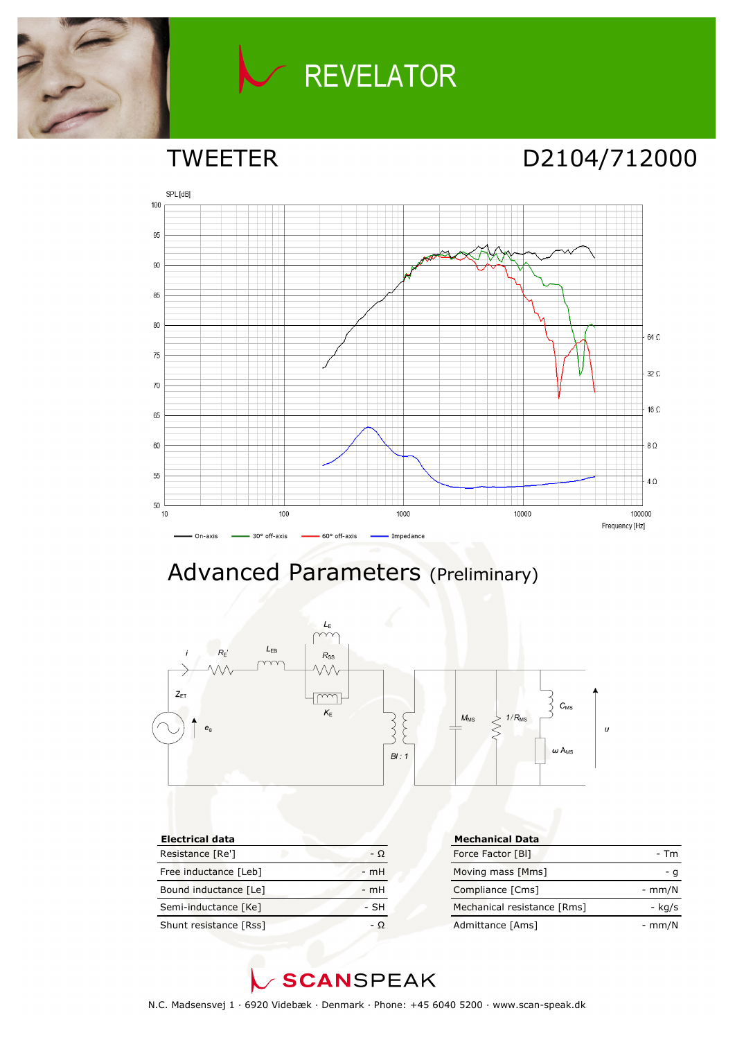# REVELATOR

## TWEETER

## D2104/712000

SPL [dB]

100
95
90
85
80
75
70
65
60
55
50

10
100
1000
10000
100000

Frequency [Hz]

64 Ω
32 Ω
16 Ω
8 Ω
4 Ω

On-axis
30° off-axis
60° off-axis
Impedance

## Advanced Parameters (Preliminary)

$L_E$
$i$
$R_E'$
$L_{EB}$
$R_{SS}$
$Z_{ET}$
$K_E$
$e_g$
$Bl : 1$
$M_{MS}$
$1/R_{MS}$
$C_{MS}$
$\omega\ A_{MS}$
$u$

| **Electrical data** | |
|---|---|
| Resistance [Re'] | - Ω |
| Free inductance [Leb] | - mH |
| Bound inductance [Le] | - mH |
| Semi-inductance [Ke] | - SH |
| Shunt resistance [Rss] | - Ω |

| **Mechanical Data** | |
|---|---|
| Force Factor [Bl] | - Tm |
| Moving mass [Mms] | - g |
| Compliance [Cms] | - mm/N |
| Mechanical resistance [Rms] | - kg/s |
| Admittance [Ams] | - mm/N |

SCANSPEAK

N.C. Madsensvej 1 · 6920 Videbæk · Denmark · Phone: +45 6040 5200 · www.scan-speak.dk